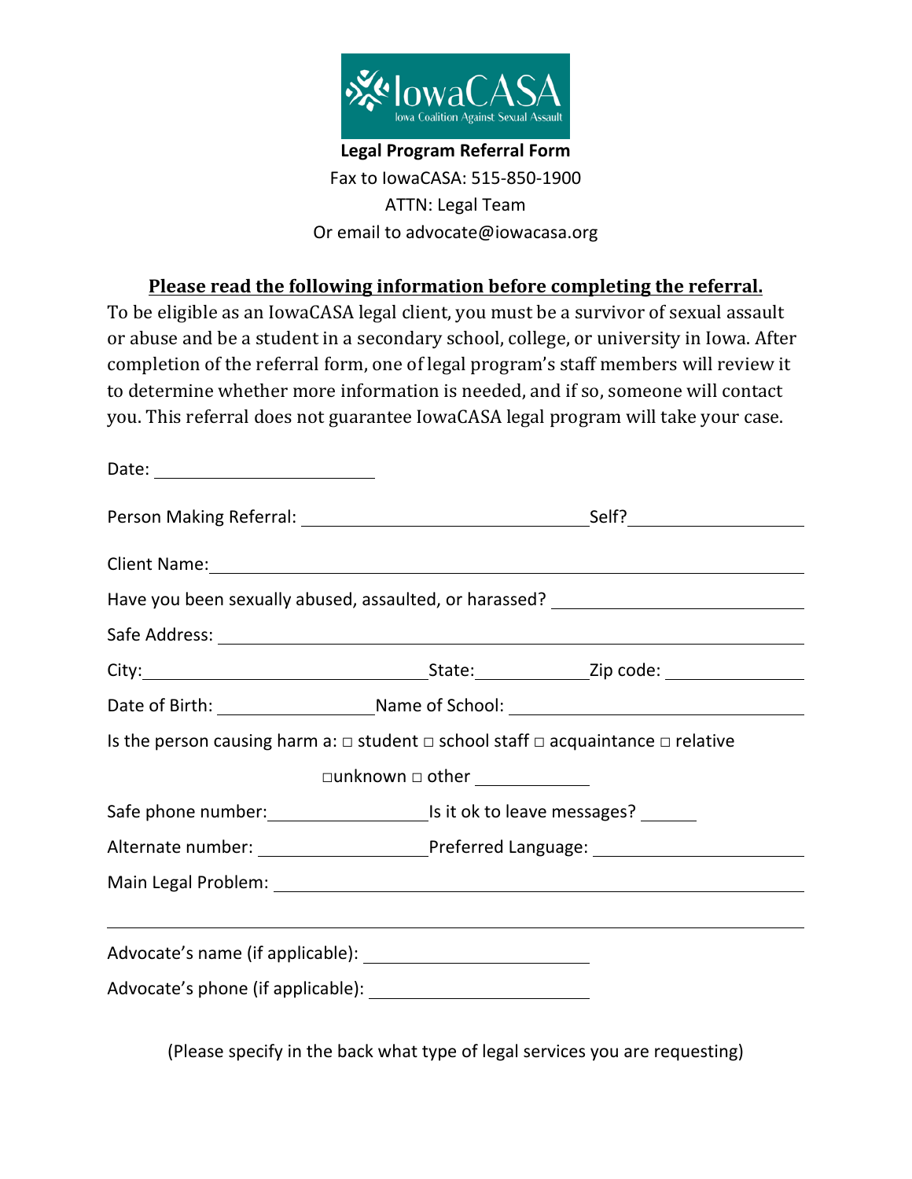IowaCASA
Iowa Coalition Against Sexual Assault

**Legal Program Referral Form**

Fax to IowaCASA: 515-850-1900

ATTN: Legal Team

Or email to advocate@iowacasa.org

**Please read the following information before completing the referral.**

To be eligible as an IowaCASA legal client, you must be a survivor of sexual assault or abuse and be a student in a secondary school, college, or university in Iowa. After completion of the referral form, one of legal program's staff members will review it to determine whether more information is needed, and if so, someone will contact you. This referral does not guarantee IowaCASA legal program will take your case.

Date: ____________________

Person Making Referral: ______________________________ Self? ________________

Client Name: ____________________________________________________________

Have you been sexually abused, assaulted, or harassed? _________________________

Safe Address: ____________________________________________________________

City: ____________________________ State: __________ Zip code: ______________

Date of Birth: _______________ Name of School: ___________________________

Is the person causing harm a: □ student □ school staff □ acquaintance □ relative □ unknown □ other __________

Safe phone number: _______________ Is it ok to leave messages? ______

Alternate number: _______________ Preferred Language: ____________________

Main Legal Problem: ______________________________________________________

_________________________________________________________________________

Advocate's name (if applicable): ______________________

Advocate's phone (if applicable): ______________________

(Please specify in the back what type of legal services you are requesting)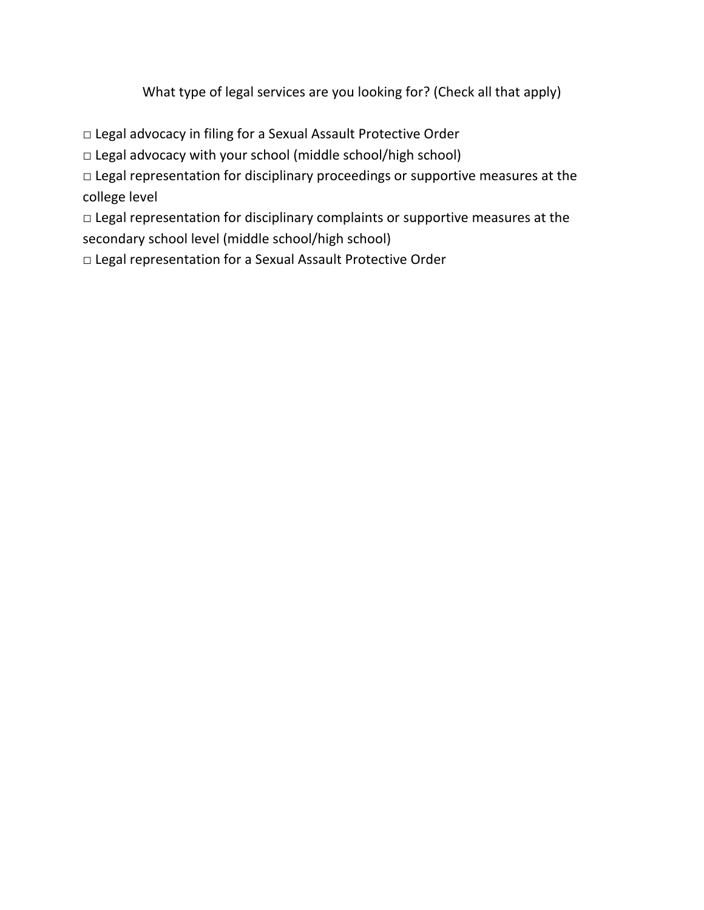What type of legal services are you looking for? (Check all that apply)

□ Legal advocacy in filing for a Sexual Assault Protective Order
□ Legal advocacy with your school (middle school/high school)
□ Legal representation for disciplinary proceedings or supportive measures at the college level
□ Legal representation for disciplinary complaints or supportive measures at the secondary school level (middle school/high school)
□ Legal representation for a Sexual Assault Protective Order